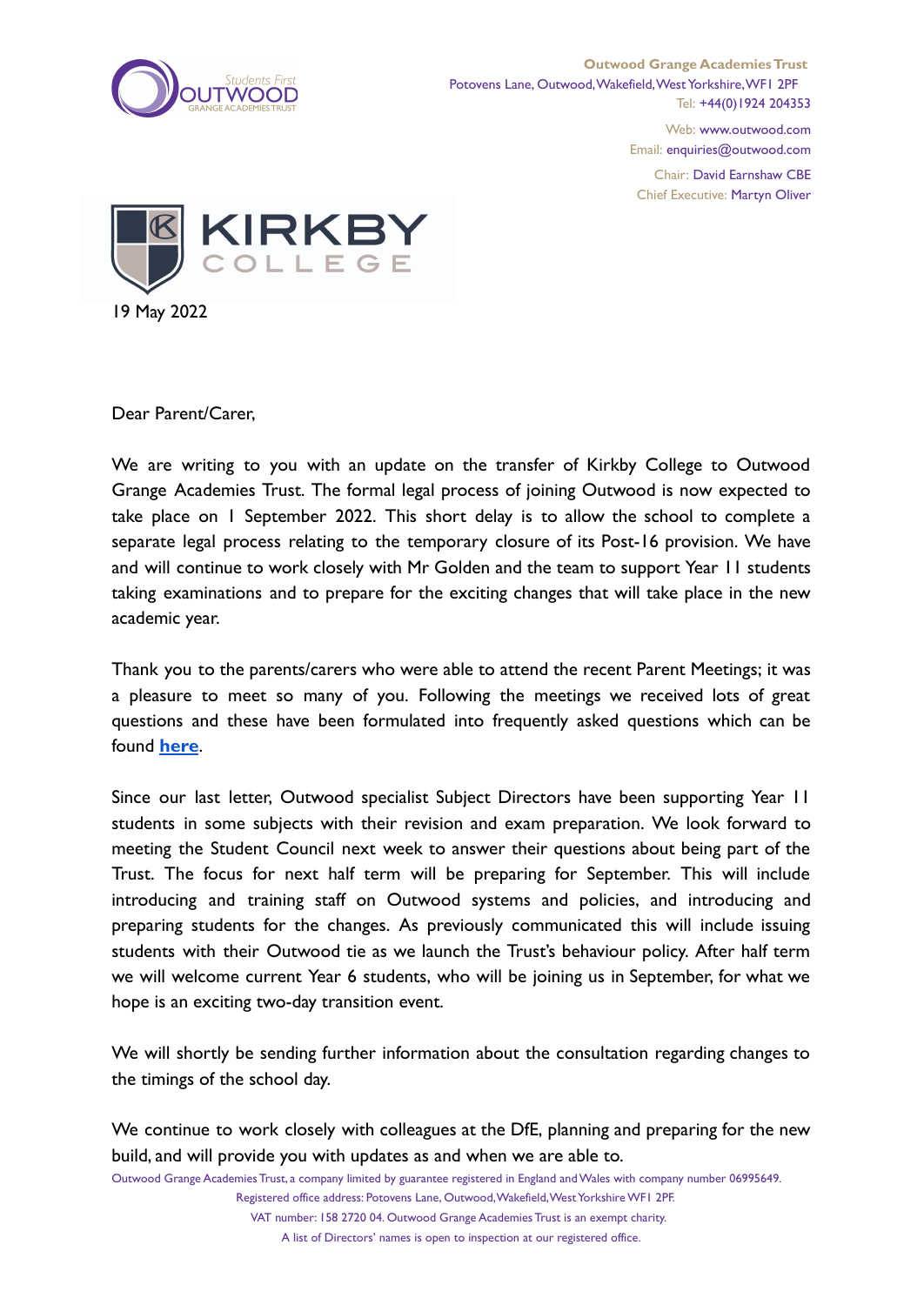**Outwood Grange Academies Trust**
Potovens Lane, Outwood, Wakefield, West Yorkshire, WF1 2PF
Tel: +44(0)1924 204353

Web: www.outwood.com
Email: enquiries@outwood.com

Chair: David Earnshaw CBE
Chief Executive: Martyn Oliver

19 May 2022

Dear Parent/Carer,

We are writing to you with an update on the transfer of Kirkby College to Outwood Grange Academies Trust. The formal legal process of joining Outwood is now expected to take place on 1 September 2022. This short delay is to allow the school to complete a separate legal process relating to the temporary closure of its Post-16 provision. We have and will continue to work closely with Mr Golden and the team to support Year 11 students taking examinations and to prepare for the exciting changes that will take place in the new academic year.

Thank you to the parents/carers who were able to attend the recent Parent Meetings; it was a pleasure to meet so many of you. Following the meetings we received lots of great questions and these have been formulated into frequently asked questions which can be found **here**.

Since our last letter, Outwood specialist Subject Directors have been supporting Year 11 students in some subjects with their revision and exam preparation. We look forward to meeting the Student Council next week to answer their questions about being part of the Trust. The focus for next half term will be preparing for September. This will include introducing and training staff on Outwood systems and policies, and introducing and preparing students for the changes. As previously communicated this will include issuing students with their Outwood tie as we launch the Trust's behaviour policy. After half term we will welcome current Year 6 students, who will be joining us in September, for what we hope is an exciting two-day transition event.

We will shortly be sending further information about the consultation regarding changes to the timings of the school day.

We continue to work closely with colleagues at the DfE, planning and preparing for the new build, and will provide you with updates as and when we are able to.

Outwood Grange Academies Trust, a company limited by guarantee registered in England and Wales with company number 06995649.
Registered office address: Potovens Lane, Outwood, Wakefield, West Yorkshire WF1 2PF.
VAT number: 158 2720 04. Outwood Grange Academies Trust is an exempt charity.
A list of Directors' names is open to inspection at our registered office.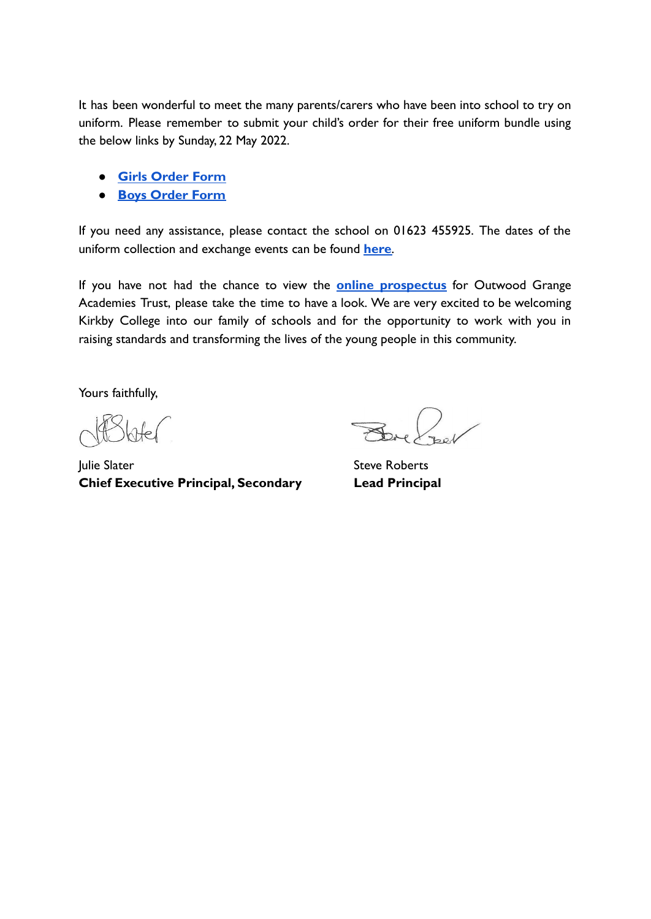It has been wonderful to meet the many parents/carers who have been into school to try on uniform. Please remember to submit your child's order for their free uniform bundle using the below links by Sunday, 22 May 2022.

- **Girls Order Form**
- **Boys Order Form**

If you need any assistance, please contact the school on 01623 455925. The dates of the uniform collection and exchange events can be found **here**.

If you have not had the chance to view the **online prospectus** for Outwood Grange Academies Trust, please take the time to have a look. We are very excited to be welcoming Kirkby College into our family of schools and for the opportunity to work with you in raising standards and transforming the lives of the young people in this community.

Yours faithfully,

Julie Slater
**Chief Executive Principal, Secondary**

Steve Roberts
**Lead Principal**